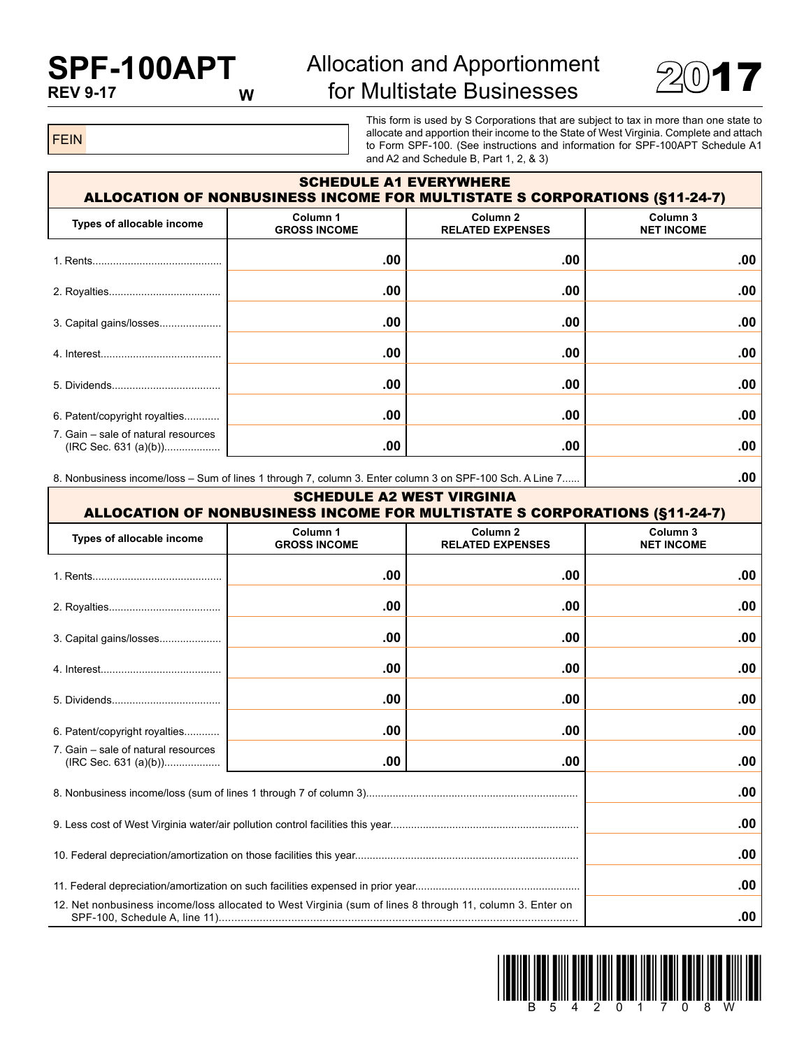# SPF-100APT

REV 9-17 W

## Allocation and Apportionment for Multistate Businesses

# 2017

FEIN

This form is used by S Corporations that are subject to tax in more than one state to allocate and apportion their income to the State of West Virginia. Complete and attach to Form SPF-100. (See instructions and information for SPF-100APT Schedule A1 and A2 and Schedule B, Part 1, 2, & 3)

### SCHEDULE A1 EVERYWHERE
### ALLOCATION OF NONBUSINESS INCOME FOR MULTISTATE S CORPORATIONS (§11-24-7)

| Types of allocable income | Column 1 GROSS INCOME | Column 2 RELATED EXPENSES | Column 3 NET INCOME |
|---|---|---|---|
| 1. Rents | .00 | .00 | .00 |
| 2. Royalties | .00 | .00 | .00 |
| 3. Capital gains/losses | .00 | .00 | .00 |
| 4. Interest | .00 | .00 | .00 |
| 5. Dividends | .00 | .00 | .00 |
| 6. Patent/copyright royalties | .00 | .00 | .00 |
| 7. Gain – sale of natural resources (IRC Sec. 631 (a)(b)) | .00 | .00 | .00 |
| 8. Nonbusiness income/loss – Sum of lines 1 through 7, column 3. Enter column 3 on SPF-100 Sch. A Line 7 | | | .00 |

### SCHEDULE A2 WEST VIRGINIA
### ALLOCATION OF NONBUSINESS INCOME FOR MULTISTATE S CORPORATIONS (§11-24-7)

| Types of allocable income | Column 1 GROSS INCOME | Column 2 RELATED EXPENSES | Column 3 NET INCOME |
|---|---|---|---|
| 1. Rents | .00 | .00 | .00 |
| 2. Royalties | .00 | .00 | .00 |
| 3. Capital gains/losses | .00 | .00 | .00 |
| 4. Interest | .00 | .00 | .00 |
| 5. Dividends | .00 | .00 | .00 |
| 6. Patent/copyright royalties | .00 | .00 | .00 |
| 7. Gain – sale of natural resources (IRC Sec. 631 (a)(b)) | .00 | .00 | .00 |
| 8. Nonbusiness income/loss (sum of lines 1 through 7 of column 3) | | | .00 |
| 9. Less cost of West Virginia water/air pollution control facilities this year | | | .00 |
| 10. Federal depreciation/amortization on those facilities this year | | | .00 |
| 11. Federal depreciation/amortization on such facilities expensed in prior year | | | .00 |
| 12. Net nonbusiness income/loss allocated to West Virginia (sum of lines 8 through 11, column 3. Enter on SPF-100, Schedule A, line 11) | | | .00 |

B54201708W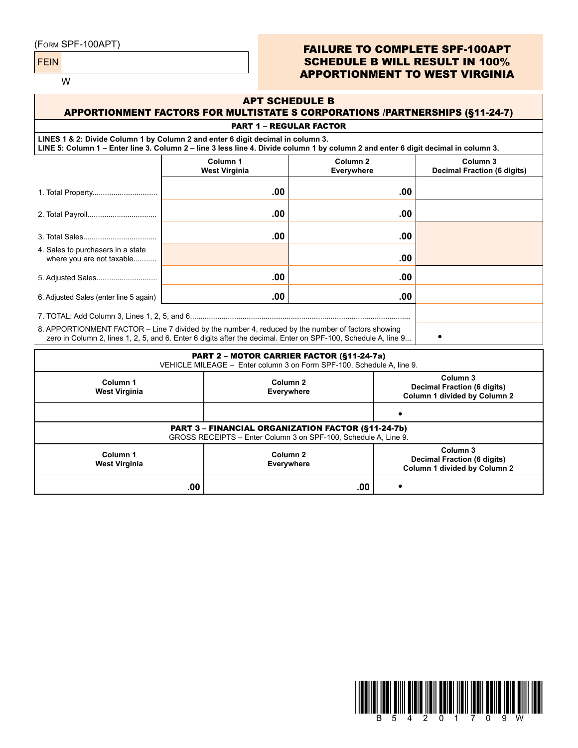(Form SPF-100APT)

FEIN

W

**FAILURE TO COMPLETE SPF-100APT SCHEDULE B WILL RESULT IN 100% APPORTIONMENT TO WEST VIRGINIA**

## APT SCHEDULE B
## APPORTIONMENT FACTORS FOR MULTISTATE S CORPORATIONS /PARTNERSHIPS (§11-24-7)

### PART 1 – REGULAR FACTOR

**LINES 1 & 2: Divide Column 1 by Column 2 and enter 6 digit decimal in column 3.**
**LINE 5: Column 1 – Enter line 3. Column 2 – line 3 less line 4. Divide column 1 by column 2 and enter 6 digit decimal in column 3.**

| | Column 1 West Virginia | Column 2 Everywhere | Column 3 Decimal Fraction (6 digits) |
|---|---|---|---|
| 1. Total Property | .00 | .00 | |
| 2. Total Payroll | .00 | .00 | |
| 3. Total Sales | .00 | .00 | |
| 4. Sales to purchasers in a state where you are not taxable | | .00 | |
| 5. Adjusted Sales | .00 | .00 | |
| 6. Adjusted Sales (enter line 5 again) | .00 | .00 | |
| 7. TOTAL: Add Column 3, Lines 1, 2, 5, and 6 | | | |
| 8. APPORTIONMENT FACTOR – Line 7 divided by the number 4, reduced by the number of factors showing zero in Column 2, lines 1, 2, 5, and 6. Enter 6 digits after the decimal. Enter on SPF-100, Schedule A, line 9 | | | • |

### PART 2 – MOTOR CARRIER FACTOR (§11-24-7a)

VEHICLE MILEAGE – Enter column 3 on Form SPF-100, Schedule A, line 9.

| Column 1 West Virginia | Column 2 Everywhere | Column 3 Decimal Fraction (6 digits) Column 1 divided by Column 2 |
|---|---|---|
| | | • |

### PART 3 – FINANCIAL ORGANIZATION FACTOR (§11-24-7b)

GROSS RECEIPTS – Enter Column 3 on SPF-100, Schedule A, Line 9.

| Column 1 West Virginia | Column 2 Everywhere | Column 3 Decimal Fraction (6 digits) Column 1 divided by Column 2 |
|---|---|---|
| .00 | .00 | • |

B 5 4 2 0 1 7 0 9 W